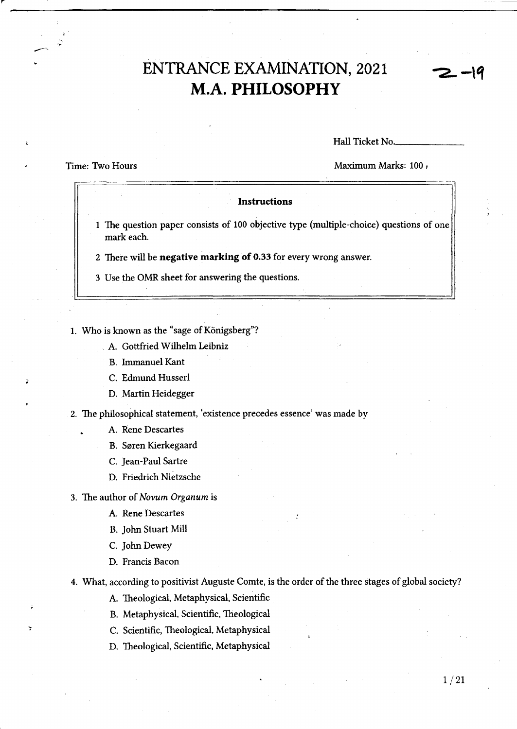# ENTRANCE EXAMINATION, 2021

# M.A. PHILOSOPHY

2-19

Hall Ticket No.______________

Time: Two Hours

Maximum Marks: 100

**Instructions**

1. The question paper consists of 100 objective type (multiple-choice) questions of one mark each.
2. There will be **negative marking of 0.33** for every wrong answer.
3. Use the OMR sheet for answering the questions.

1. Who is known as the "sage of Königsberg"?
   - A. Gottfried Wilhelm Leibniz
   - B. Immanuel Kant
   - C. Edmund Husserl
   - D. Martin Heidegger

2. The philosophical statement, 'existence precedes essence' was made by
   - A. Rene Descartes
   - B. Søren Kierkegaard
   - C. Jean-Paul Sartre
   - D. Friedrich Nietzsche

3. The author of *Novum Organum* is
   - A. Rene Descartes
   - B. John Stuart Mill
   - C. John Dewey
   - D. Francis Bacon

4. What, according to positivist Auguste Comte, is the order of the three stages of global society?
   - A. Theological, Metaphysical, Scientific
   - B. Metaphysical, Scientific, Theological
   - C. Scientific, Theological, Metaphysical
   - D. Theological, Scientific, Metaphysical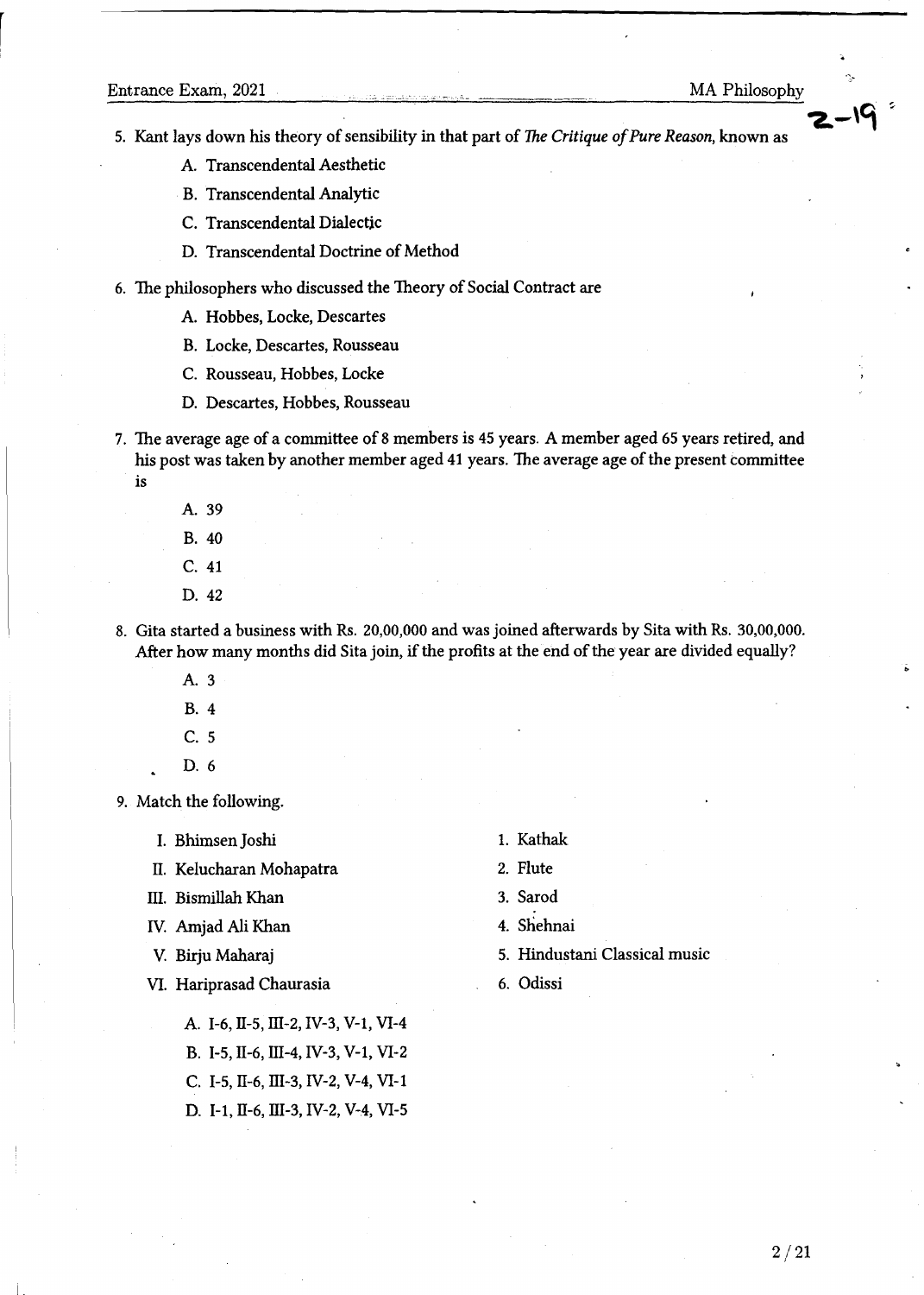5. Kant lays down his theory of sensibility in that part of *The Critique of Pure Reason*, known as
   - A. Transcendental Aesthetic
   - B. Transcendental Analytic
   - C. Transcendental Dialectic
   - D. Transcendental Doctrine of Method

6. The philosophers who discussed the Theory of Social Contract are
   - A. Hobbes, Locke, Descartes
   - B. Locke, Descartes, Rousseau
   - C. Rousseau, Hobbes, Locke
   - D. Descartes, Hobbes, Rousseau

7. The average age of a committee of 8 members is 45 years. A member aged 65 years retired, and his post was taken by another member aged 41 years. The average age of the present committee is
   - A. 39
   - B. 40
   - C. 41
   - D. 42

8. Gita started a business with Rs. 20,00,000 and was joined afterwards by Sita with Rs. 30,00,000. After how many months did Sita join, if the profits at the end of the year are divided equally?
   - A. 3
   - B. 4
   - C. 5
   - D. 6

9. Match the following.

| | |
|---|---|
| I. Bhimsen Joshi | 1. Kathak |
| II. Kelucharan Mohapatra | 2. Flute |
| III. Bismillah Khan | 3. Sarod |
| IV. Amjad Ali Khan | 4. Shehnai |
| V. Birju Maharaj | 5. Hindustani Classical music |
| VI. Hariprasad Chaurasia | 6. Odissi |

   - A. I-6, II-5, III-2, IV-3, V-1, VI-4
   - B. I-5, II-6, III-4, IV-3, V-1, VI-2
   - C. I-5, II-6, III-3, IV-2, V-4, VI-1
   - D. I-1, II-6, III-3, IV-2, V-4, VI-5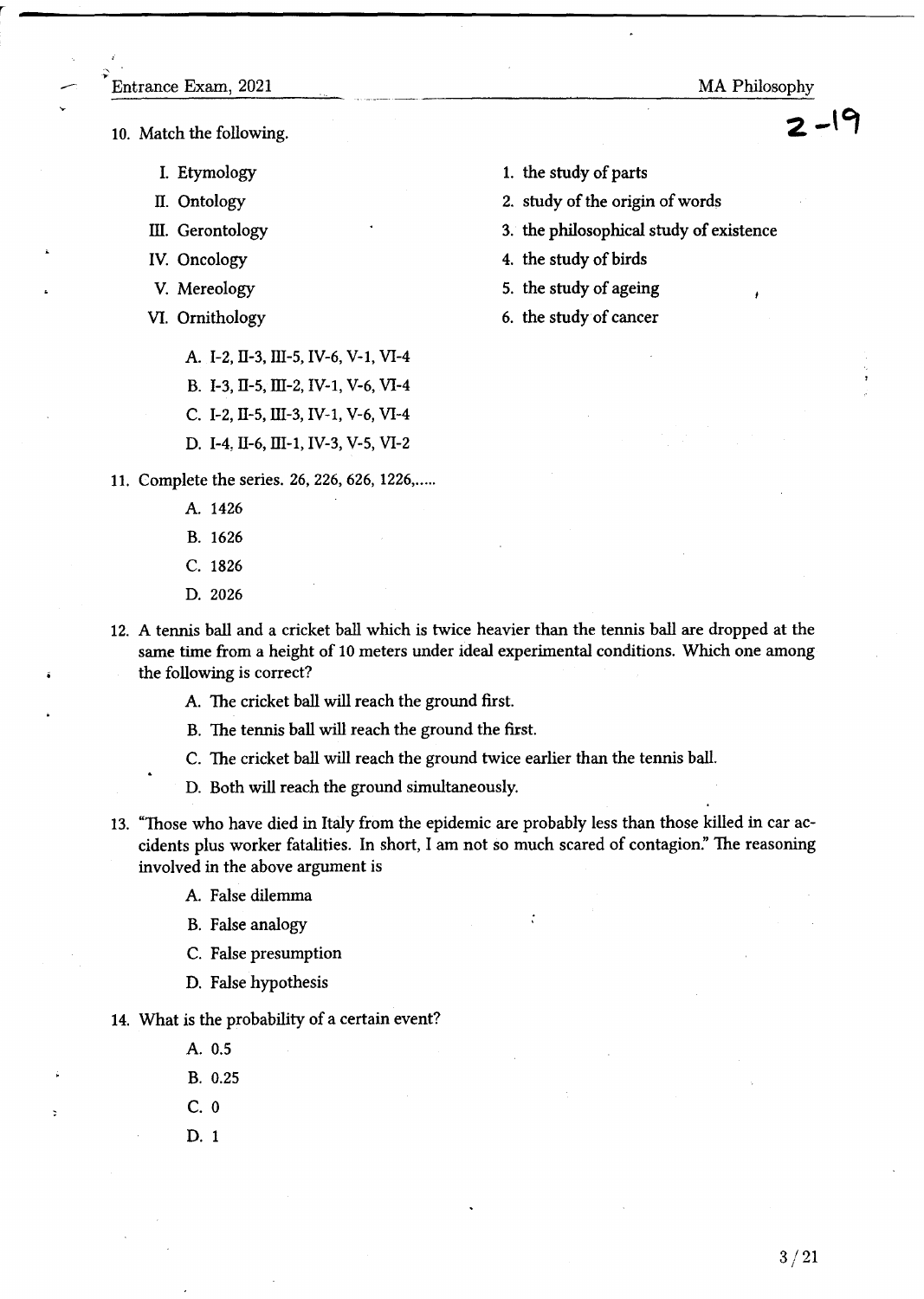10. Match the following.

| | |
|---|---|
| I. Etymology | 1. the study of parts |
| II. Ontology | 2. study of the origin of words |
| III. Gerontology | 3. the philosophical study of existence |
| IV. Oncology | 4. the study of birds |
| V. Mereology | 5. the study of ageing |
| VI. Ornithology | 6. the study of cancer |

   A. I-2, II-3, III-5, IV-6, V-1, VI-4
   B. I-3, II-5, III-2, IV-1, V-6, VI-4
   C. I-2, II-5, III-3, IV-1, V-6, VI-4
   D. I-4, II-6, III-1, IV-3, V-5, VI-2

11. Complete the series. 26, 226, 626, 1226,.....

   A. 1426
   B. 1626
   C. 1826
   D. 2026

12. A tennis ball and a cricket ball which is twice heavier than the tennis ball are dropped at the same time from a height of 10 meters under ideal experimental conditions. Which one among the following is correct?

   A. The cricket ball will reach the ground first.
   B. The tennis ball will reach the ground the first.
   C. The cricket ball will reach the ground twice earlier than the tennis ball.
   D. Both will reach the ground simultaneously.

13. "Those who have died in Italy from the epidemic are probably less than those killed in car accidents plus worker fatalities. In short, I am not so much scared of contagion." The reasoning involved in the above argument is

   A. False dilemma
   B. False analogy
   C. False presumption
   D. False hypothesis

14. What is the probability of a certain event?

   A. 0.5
   B. 0.25
   C. 0
   D. 1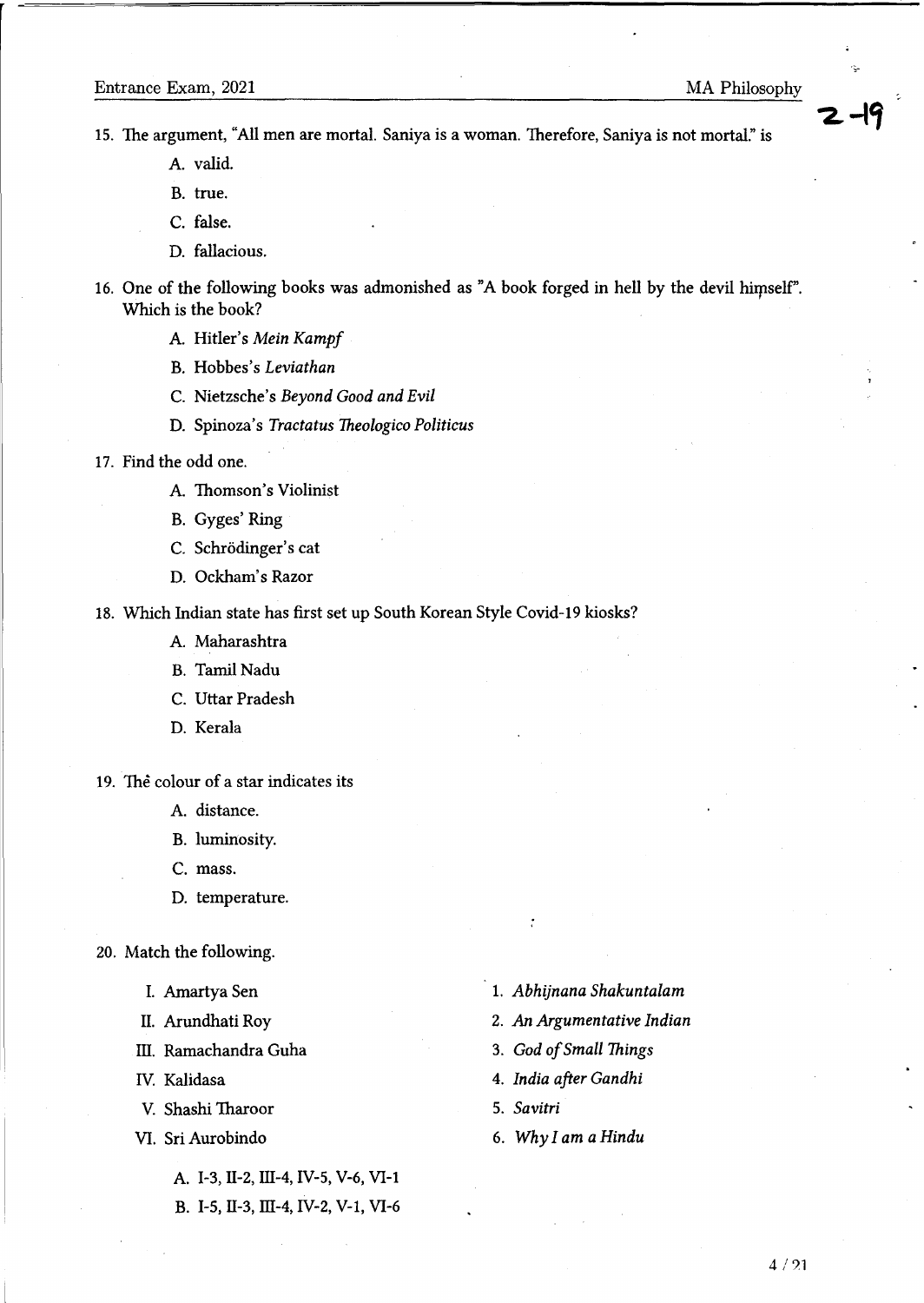15. The argument, "All men are mortal. Saniya is a woman. Therefore, Saniya is not mortal." is

    A. valid.

    B. true.

    C. false.

    D. fallacious.

16. One of the following books was admonished as "A book forged in hell by the devil himself". Which is the book?

    A. Hitler's *Mein Kampf*

    B. Hobbes's *Leviathan*

    C. Nietzsche's *Beyond Good and Evil*

    D. Spinoza's *Tractatus Theologico Politicus*

17. Find the odd one.

    A. Thomson's Violinist

    B. Gyges' Ring

    C. Schrödinger's cat

    D. Ockham's Razor

18. Which Indian state has first set up South Korean Style Covid-19 kiosks?

    A. Maharashtra

    B. Tamil Nadu

    C. Uttar Pradesh

    D. Kerala

19. The colour of a star indicates its

    A. distance.

    B. luminosity.

    C. mass.

    D. temperature.

20. Match the following.

    I. Amartya Sen — 1. *Abhijnana Shakuntalam*

    II. Arundhati Roy — 2. *An Argumentative Indian*

    III. Ramachandra Guha — 3. *God of Small Things*

    IV. Kalidasa — 4. *India after Gandhi*

    V. Shashi Tharoor — 5. *Savitri*

    VI. Sri Aurobindo — 6. *Why I am a Hindu*

    A. I-3, II-2, III-4, IV-5, V-6, VI-1

    B. I-5, II-3, III-4, IV-2, V-1, VI-6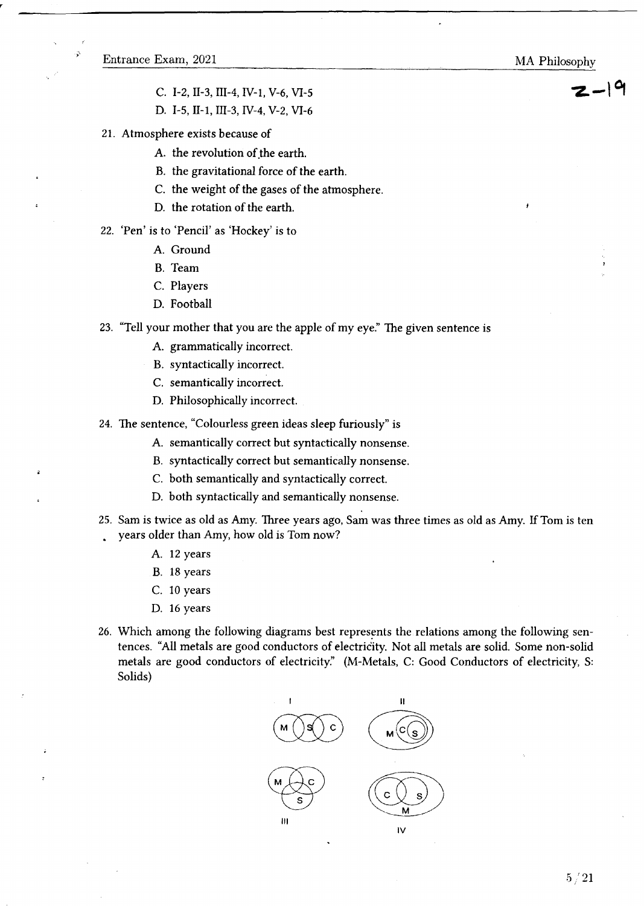C. I-2, II-3, III-4, IV-1, V-6, VI-5

D. I-5, II-1, III-3, IV-4, V-2, VI-6

21. Atmosphere exists because of
    - A. the revolution of the earth.
    - B. the gravitational force of the earth.
    - C. the weight of the gases of the atmosphere.
    - D. the rotation of the earth.

22. 'Pen' is to 'Pencil' as 'Hockey' is to
    - A. Ground
    - B. Team
    - C. Players
    - D. Football

23. "Tell your mother that you are the apple of my eye." The given sentence is
    - A. grammatically incorrect.
    - B. syntactically incorrect.
    - C. semantically incorrect.
    - D. Philosophically incorrect.

24. The sentence, "Colourless green ideas sleep furiously" is
    - A. semantically correct but syntactically nonsense.
    - B. syntactically correct but semantically nonsense.
    - C. both semantically and syntactically correct.
    - D. both syntactically and semantically nonsense.

25. Sam is twice as old as Amy. Three years ago, Sam was three times as old as Amy. If Tom is ten years older than Amy, how old is Tom now?
    - A. 12 years
    - B. 18 years
    - C. 10 years
    - D. 16 years

26. Which among the following diagrams best represents the relations among the following sentences. "All metals are good conductors of electricity. Not all metals are solid. Some non-solid metals are good conductors of electricity." (M-Metals, C: Good Conductors of electricity, S: Solids)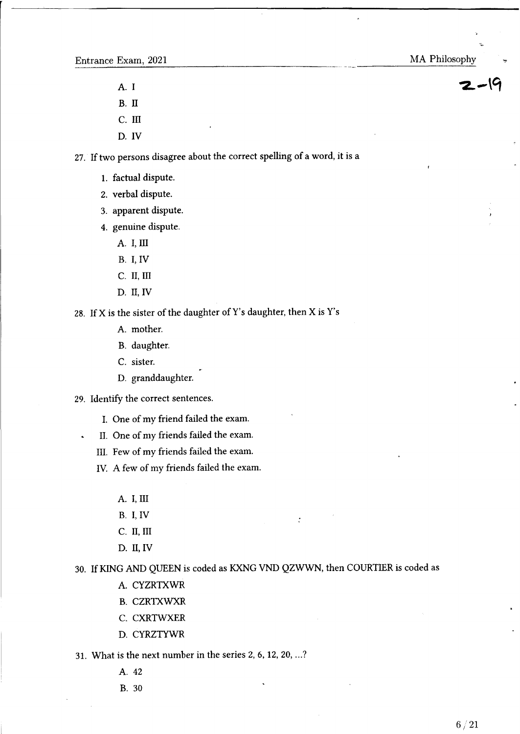A. I

B. II

C. III

D. IV

27. If two persons disagree about the correct spelling of a word, it is a

   1. factual dispute.
   2. verbal dispute.
   3. apparent dispute.
   4. genuine dispute.

      A. I, III

      B. I, IV

      C. II, III

      D. II, IV

28. If X is the sister of the daughter of Y's daughter, then X is Y's

      A. mother.

      B. daughter.

      C. sister.

      D. granddaughter.

29. Identify the correct sentences.

   I. One of my friend failed the exam.

   II. One of my friends failed the exam.

   III. Few of my friends failed the exam.

   IV. A few of my friends failed the exam.

      A. I, III

      B. I, IV

      C. II, III

      D. II, IV

30. If KING AND QUEEN is coded as KXNG VND QZWWN, then COURTIER is coded as

      A. CYZRTXWR

      B. CZRTXWXR

      C. CXRTWXER

      D. CYRZTYWR

31. What is the next number in the series 2, 6, 12, 20, ...?

      A. 42

      B. 30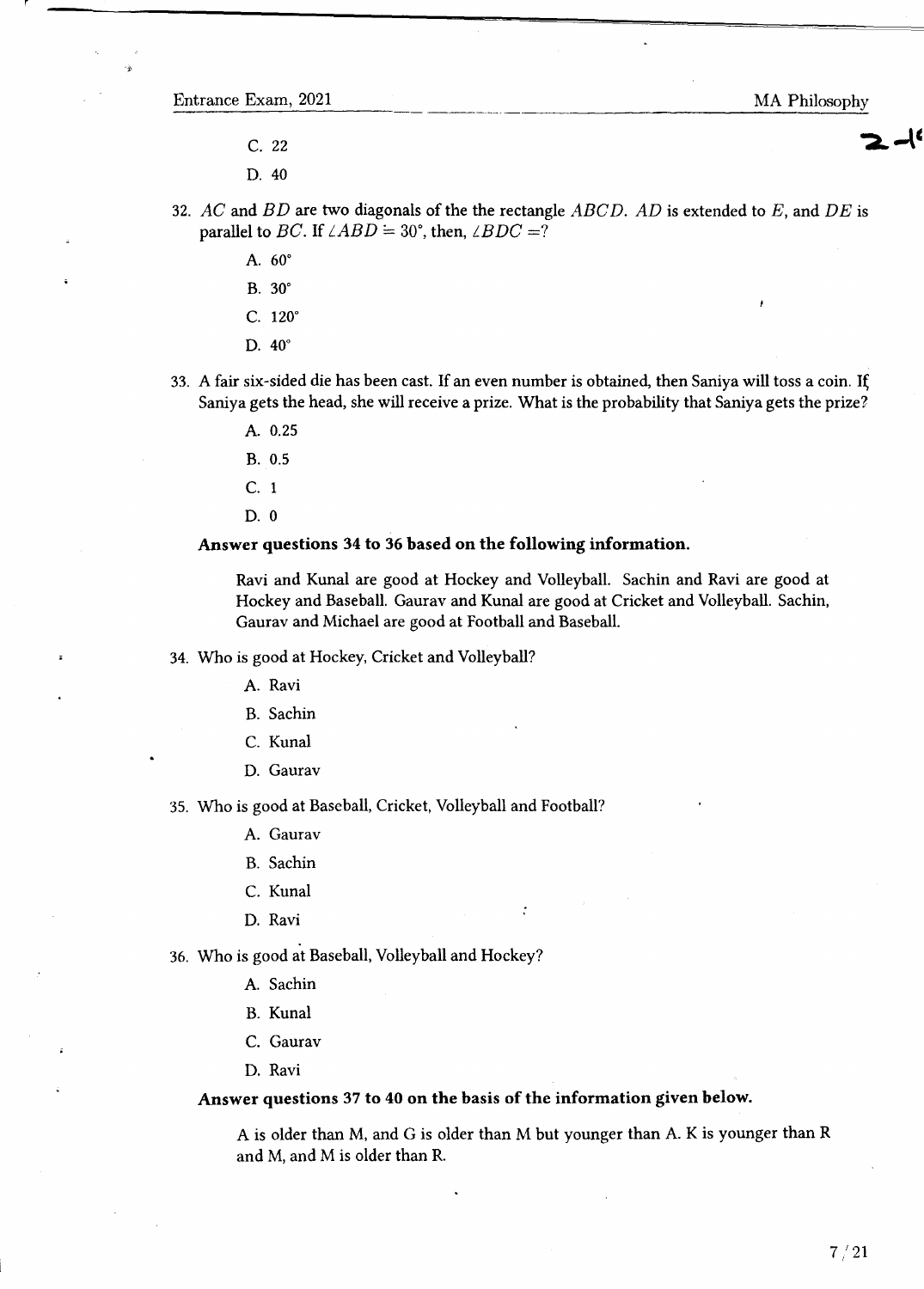C. 22

D. 40

32. $AC$ and $BD$ are two diagonals of the the rectangle $ABCD$. $AD$ is extended to $E$, and $DE$ is parallel to $BC$. If $\angle ABD = 30°$, then, $\angle BDC = ?$

    A. 60°

    B. 30°

    C. 120°

    D. 40°

33. A fair six-sided die has been cast. If an even number is obtained, then Saniya will toss a coin. If Saniya gets the head, she will receive a prize. What is the probability that Saniya gets the prize?

    A. 0.25

    B. 0.5

    C. 1

    D. 0

**Answer questions 34 to 36 based on the following information.**

> Ravi and Kunal are good at Hockey and Volleyball. Sachin and Ravi are good at Hockey and Baseball. Gaurav and Kunal are good at Cricket and Volleyball. Sachin, Gaurav and Michael are good at Football and Baseball.

34. Who is good at Hockey, Cricket and Volleyball?

    A. Ravi

    B. Sachin

    C. Kunal

    D. Gaurav

35. Who is good at Baseball, Cricket, Volleyball and Football?

    A. Gaurav

    B. Sachin

    C. Kunal

    D. Ravi

36. Who is good at Baseball, Volleyball and Hockey?

    A. Sachin

    B. Kunal

    C. Gaurav

    D. Ravi

**Answer questions 37 to 40 on the basis of the information given below.**

> A is older than M, and G is older than M but younger than A. K is younger than R and M, and M is older than R.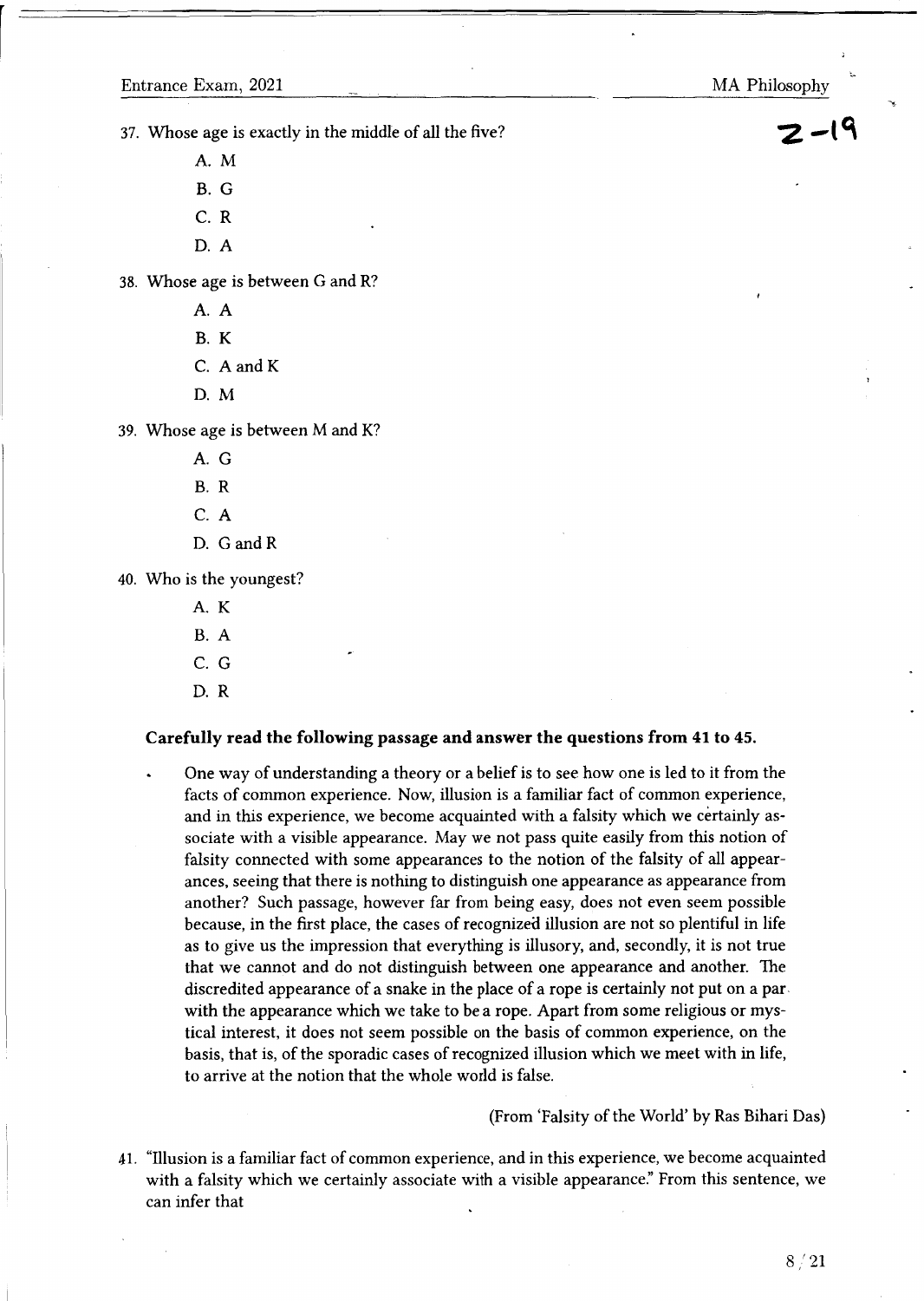37. Whose age is exactly in the middle of all the five?

    A. M

    B. G

    C. R

    D. A

38. Whose age is between G and R?

    A. A

    B. K

    C. A and K

    D. M

39. Whose age is between M and K?

    A. G

    B. R

    C. A

    D. G and R

40. Who is the youngest?

    A. K

    B. A

    C. G

    D. R

**Carefully read the following passage and answer the questions from 41 to 45.**

One way of understanding a theory or a belief is to see how one is led to it from the facts of common experience. Now, illusion is a familiar fact of common experience, and in this experience, we become acquainted with a falsity which we certainly associate with a visible appearance. May we not pass quite easily from this notion of falsity connected with some appearances to the notion of the falsity of all appearances, seeing that there is nothing to distinguish one appearance as appearance from another? Such passage, however far from being easy, does not even seem possible because, in the first place, the cases of recognized illusion are not so plentiful in life as to give us the impression that everything is illusory, and, secondly, it is not true that we cannot and do not distinguish between one appearance and another. The discredited appearance of a snake in the place of a rope is certainly not put on a par with the appearance which we take to be a rope. Apart from some religious or mystical interest, it does not seem possible on the basis of common experience, on the basis, that is, of the sporadic cases of recognized illusion which we meet with in life, to arrive at the notion that the whole world is false.

(From 'Falsity of the World' by Ras Bihari Das)

41. "Illusion is a familiar fact of common experience, and in this experience, we become acquainted with a falsity which we certainly associate with a visible appearance." From this sentence, we can infer that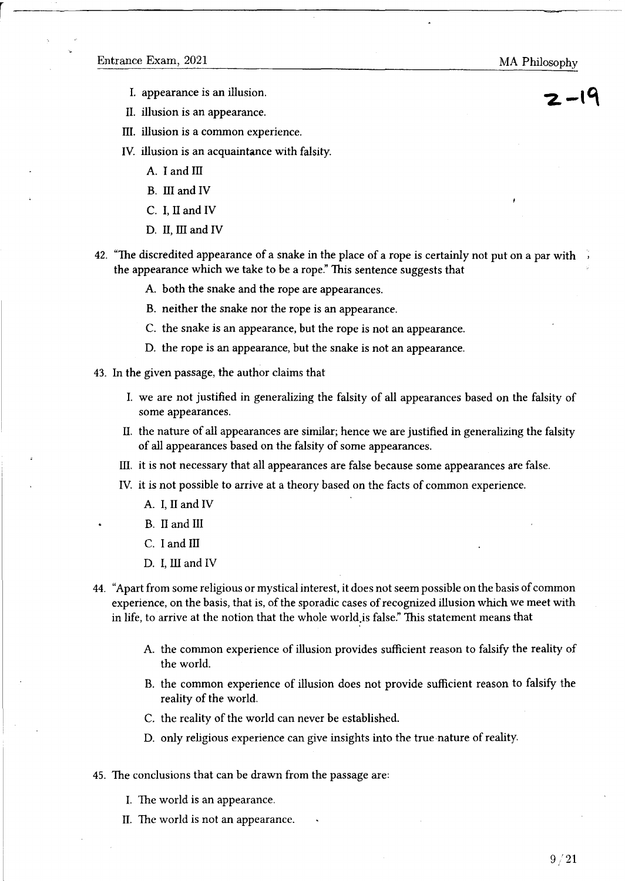I. appearance is an illusion.

II. illusion is an appearance.

III. illusion is a common experience.

IV. illusion is an acquaintance with falsity.

A. I and III

B. III and IV

C. I, II and IV

D. II, III and IV

42. "The discredited appearance of a snake in the place of a rope is certainly not put on a par with the appearance which we take to be a rope." This sentence suggests that

A. both the snake and the rope are appearances.

B. neither the snake nor the rope is an appearance.

C. the snake is an appearance, but the rope is not an appearance.

D. the rope is an appearance, but the snake is not an appearance.

43. In the given passage, the author claims that

I. we are not justified in generalizing the falsity of all appearances based on the falsity of some appearances.

II. the nature of all appearances are similar; hence we are justified in generalizing the falsity of all appearances based on the falsity of some appearances.

III. it is not necessary that all appearances are false because some appearances are false.

IV. it is not possible to arrive at a theory based on the facts of common experience.

A. I, II and IV

B. II and III

C. I and III

D. I, III and IV

44. "Apart from some religious or mystical interest, it does not seem possible on the basis of common experience, on the basis, that is, of the sporadic cases of recognized illusion which we meet with in life, to arrive at the notion that the whole world is false." This statement means that

A. the common experience of illusion provides sufficient reason to falsify the reality of the world.

B. the common experience of illusion does not provide sufficient reason to falsify the reality of the world.

C. the reality of the world can never be established.

D. only religious experience can give insights into the true nature of reality.

45. The conclusions that can be drawn from the passage are:

I. The world is an appearance.

II. The world is not an appearance.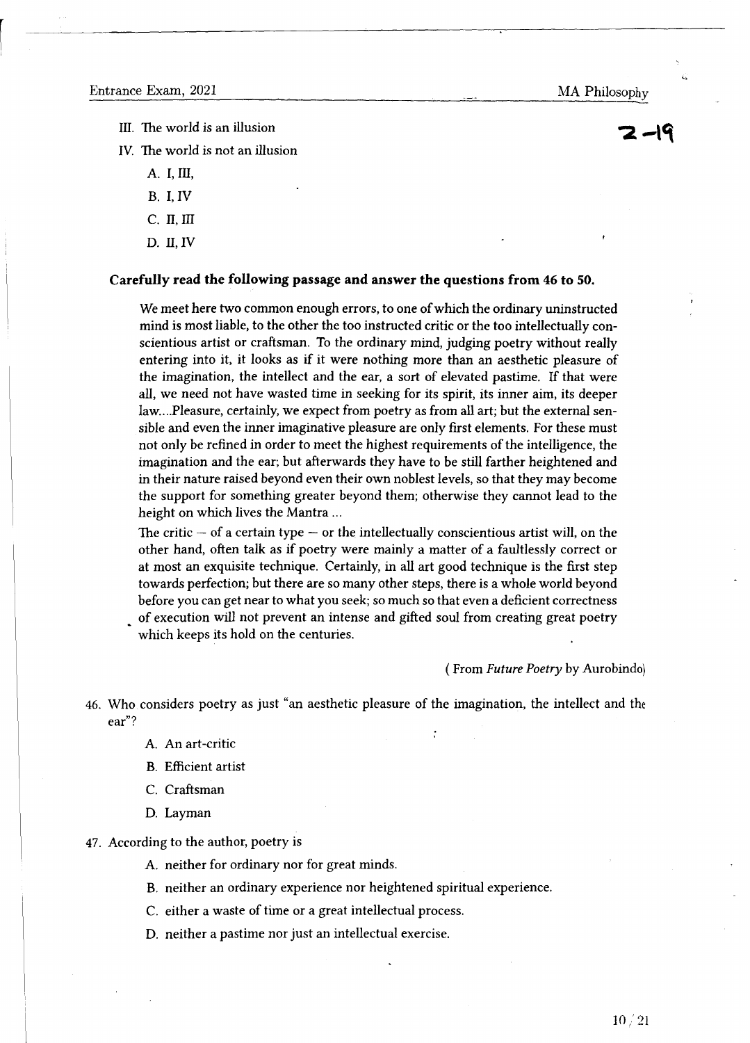III. The world is an illusion

IV. The world is not an illusion

A. I, III,

B. I, IV

C. II, III

D. II, IV

**Carefully read the following passage and answer the questions from 46 to 50.**

We meet here two common enough errors, to one of which the ordinary uninstructed mind is most liable, to the other the too instructed critic or the too intellectually conscientious artist or craftsman. To the ordinary mind, judging poetry without really entering into it, it looks as if it were nothing more than an aesthetic pleasure of the imagination, the intellect and the ear, a sort of elevated pastime. If that were all, we need not have wasted time in seeking for its spirit, its inner aim, its deeper law....Pleasure, certainly, we expect from poetry as from all art; but the external sensible and even the inner imaginative pleasure are only first elements. For these must not only be refined in order to meet the highest requirements of the intelligence, the imagination and the ear; but afterwards they have to be still farther heightened and in their nature raised beyond even their own noblest levels, so that they may become the support for something greater beyond them; otherwise they cannot lead to the height on which lives the Mantra ...

The critic – of a certain type – or the intellectually conscientious artist will, on the other hand, often talk as if poetry were mainly a matter of a faultlessly correct or at most an exquisite technique. Certainly, in all art good technique is the first step towards perfection; but there are so many other steps, there is a whole world beyond before you can get near to what you seek; so much so that even a deficient correctness of execution will not prevent an intense and gifted soul from creating great poetry which keeps its hold on the centuries.

( From *Future Poetry* by Aurobindo)

46. Who considers poetry as just "an aesthetic pleasure of the imagination, the intellect and the ear"?

A. An art-critic

B. Efficient artist

C. Craftsman

D. Layman

47. According to the author, poetry is

A. neither for ordinary nor for great minds.

B. neither an ordinary experience nor heightened spiritual experience.

C. either a waste of time or a great intellectual process.

D. neither a pastime nor just an intellectual exercise.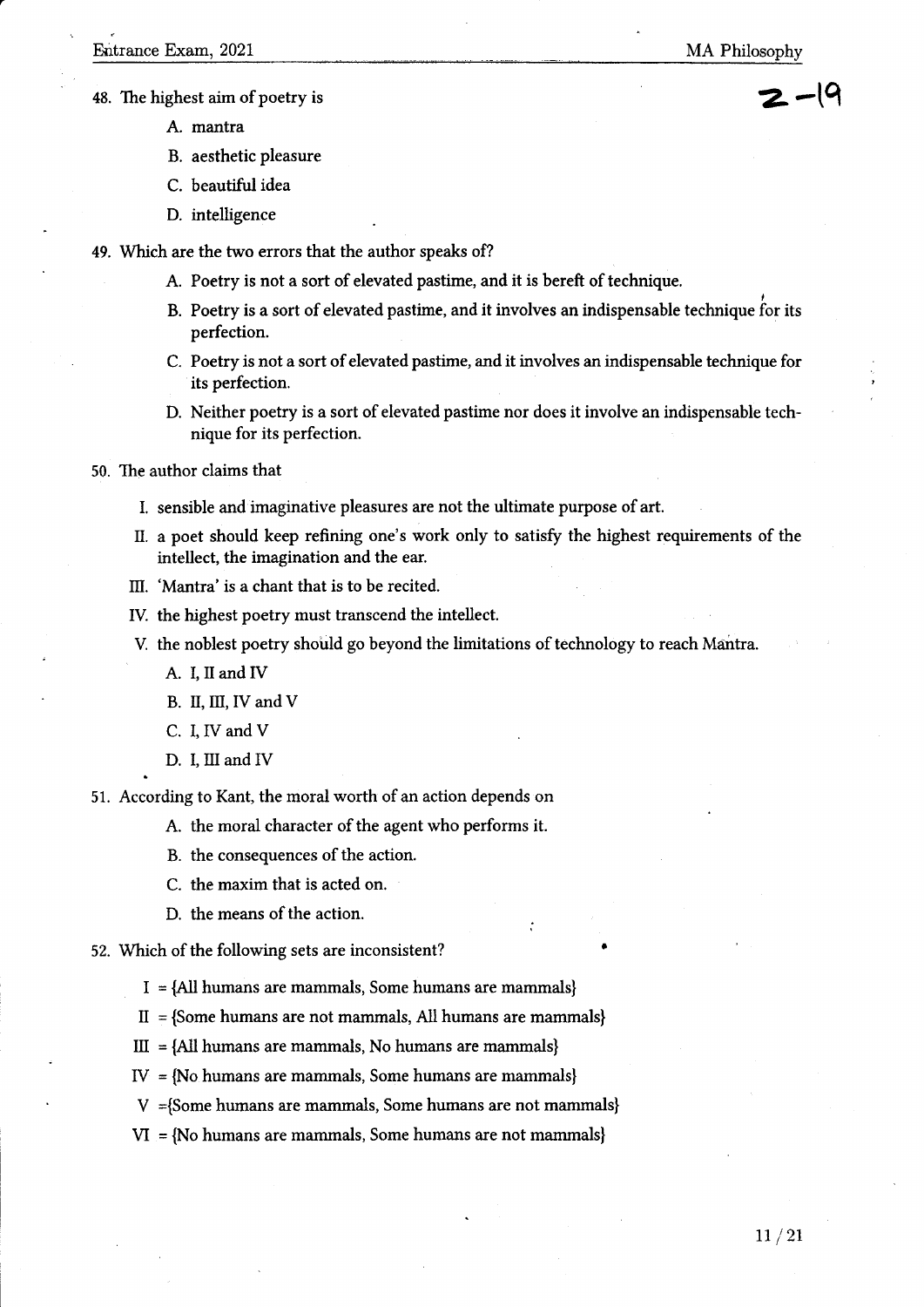48. The highest aim of poetry is

    A. mantra

    B. aesthetic pleasure

    C. beautiful idea

    D. intelligence

49. Which are the two errors that the author speaks of?

    A. Poetry is not a sort of elevated pastime, and it is bereft of technique.

    B. Poetry is a sort of elevated pastime, and it involves an indispensable technique for its perfection.

    C. Poetry is not a sort of elevated pastime, and it involves an indispensable technique for its perfection.

    D. Neither poetry is a sort of elevated pastime nor does it involve an indispensable technique for its perfection.

50. The author claims that

    I. sensible and imaginative pleasures are not the ultimate purpose of art.

    II. a poet should keep refining one's work only to satisfy the highest requirements of the intellect, the imagination and the ear.

    III. 'Mantra' is a chant that is to be recited.

    IV. the highest poetry must transcend the intellect.

    V. the noblest poetry should go beyond the limitations of technology to reach Mantra.

    A. I, II and IV

    B. II, III, IV and V

    C. I, IV and V

    D. I, III and IV

51. According to Kant, the moral worth of an action depends on

    A. the moral character of the agent who performs it.

    B. the consequences of the action.

    C. the maxim that is acted on.

    D. the means of the action.

52. Which of the following sets are inconsistent?

    I = {All humans are mammals, Some humans are mammals}

    II = {Some humans are not mammals, All humans are mammals}

    III = {All humans are mammals, No humans are mammals}

    IV = {No humans are mammals, Some humans are mammals}

    V = {Some humans are mammals, Some humans are not mammals}

    VI = {No humans are mammals, Some humans are not mammals}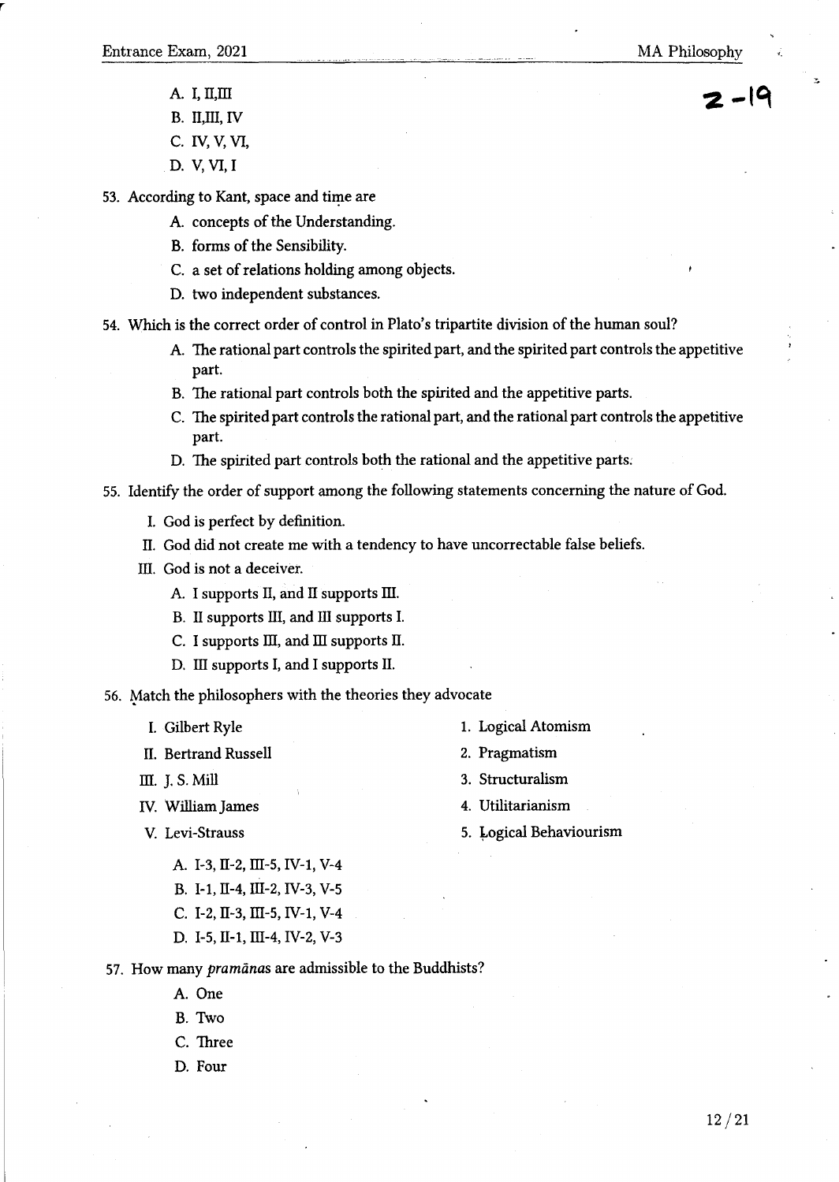A. I, II,III
B. II,III, IV
C. IV, V, VI,
D. V, VI, I

53. According to Kant, space and time are
    A. concepts of the Understanding.
    B. forms of the Sensibility.
    C. a set of relations holding among objects.
    D. two independent substances.

54. Which is the correct order of control in Plato's tripartite division of the human soul?
    A. The rational part controls the spirited part, and the spirited part controls the appetitive part.
    B. The rational part controls both the spirited and the appetitive parts.
    C. The spirited part controls the rational part, and the rational part controls the appetitive part.
    D. The spirited part controls both the rational and the appetitive parts.

55. Identify the order of support among the following statements concerning the nature of God.
    I. God is perfect by definition.
    II. God did not create me with a tendency to have uncorrectable false beliefs.
    III. God is not a deceiver.
    A. I supports II, and II supports III.
    B. II supports III, and III supports I.
    C. I supports III, and III supports II.
    D. III supports I, and I supports II.

56. Match the philosophers with the theories they advocate

| | |
|---|---|
| I. Gilbert Ryle | 1. Logical Atomism |
| II. Bertrand Russell | 2. Pragmatism |
| III. J. S. Mill | 3. Structuralism |
| IV. William James | 4. Utilitarianism |
| V. Levi-Strauss | 5. Logical Behaviourism |

A. I-3, II-2, III-5, IV-1, V-4
B. I-1, II-4, III-2, IV-3, V-5
C. I-2, II-3, III-5, IV-1, V-4
D. I-5, II-1, III-4, IV-2, V-3

57. How many *pramānas* are admissible to the Buddhists?
    A. One
    B. Two
    C. Three
    D. Four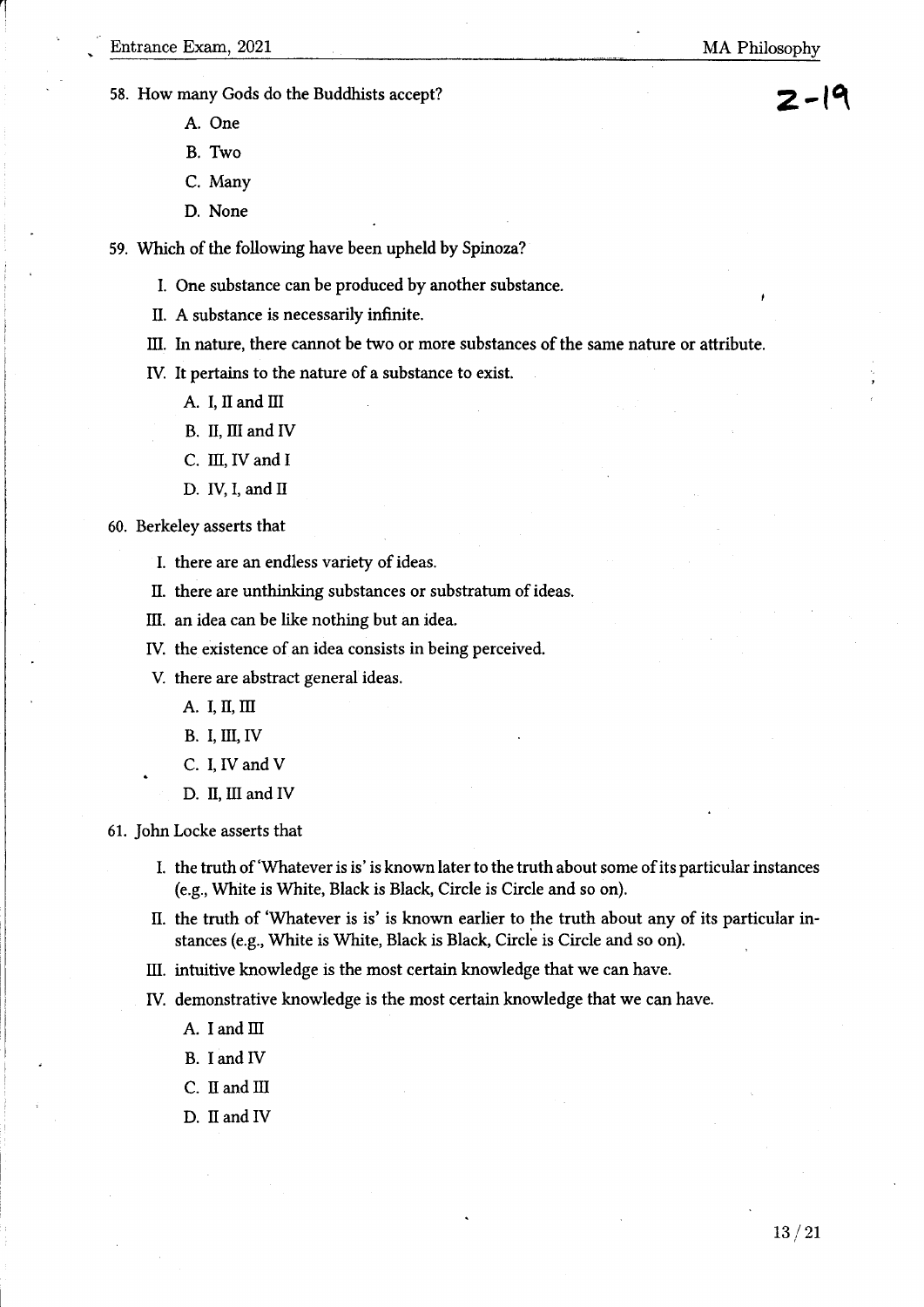58. How many Gods do the Buddhists accept?

    A. One

    B. Two

    C. Many

    D. None

59. Which of the following have been upheld by Spinoza?

    I. One substance can be produced by another substance.

    II. A substance is necessarily infinite.

    III. In nature, there cannot be two or more substances of the same nature or attribute.

    IV. It pertains to the nature of a substance to exist.

    A. I, II and III

    B. II, III and IV

    C. III, IV and I

    D. IV, I, and II

60. Berkeley asserts that

    I. there are an endless variety of ideas.

    II. there are unthinking substances or substratum of ideas.

    III. an idea can be like nothing but an idea.

    IV. the existence of an idea consists in being perceived.

    V. there are abstract general ideas.

    A. I, II, III

    B. I, III, IV

    C. I, IV and V

    D. II, III and IV

61. John Locke asserts that

    I. the truth of 'Whatever is is' is known later to the truth about some of its particular instances (e.g., White is White, Black is Black, Circle is Circle and so on).

    II. the truth of 'Whatever is is' is known earlier to the truth about any of its particular instances (e.g., White is White, Black is Black, Circle is Circle and so on).

    III. intuitive knowledge is the most certain knowledge that we can have.

    IV. demonstrative knowledge is the most certain knowledge that we can have.

    A. I and III

    B. I and IV

    C. II and III

    D. II and IV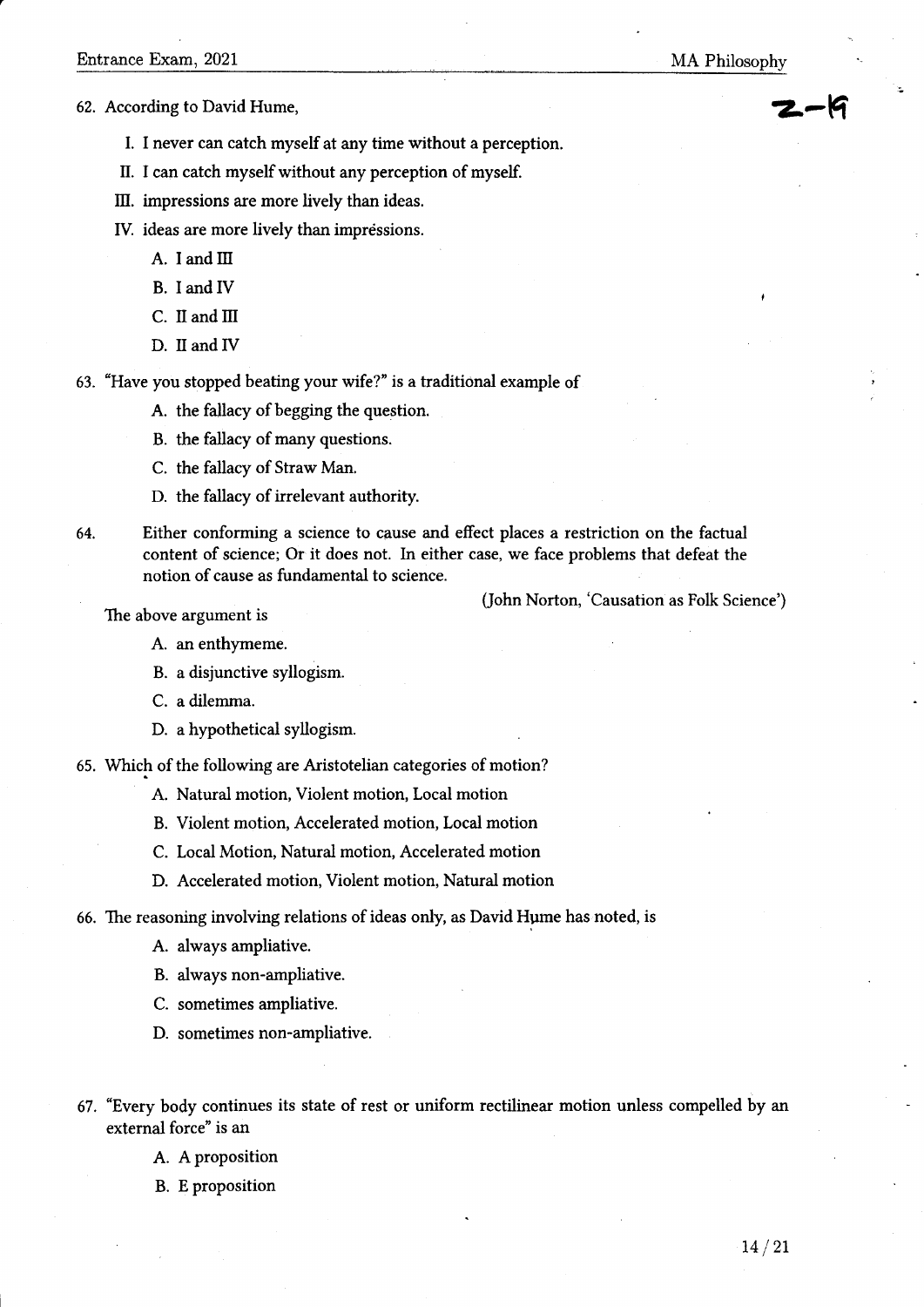62. According to David Hume,

    I. I never can catch myself at any time without a perception.

    II. I can catch myself without any perception of myself.

    III. impressions are more lively than ideas.

    IV. ideas are more lively than impressions.

    A. I and III

    B. I and IV

    C. II and III

    D. II and IV

63. "Have you stopped beating your wife?" is a traditional example of

    A. the fallacy of begging the question.

    B. the fallacy of many questions.

    C. the fallacy of Straw Man.

    D. the fallacy of irrelevant authority.

64. Either conforming a science to cause and effect places a restriction on the factual content of science; Or it does not. In either case, we face problems that defeat the notion of cause as fundamental to science.

    (John Norton, 'Causation as Folk Science')

    The above argument is

    A. an enthymeme.

    B. a disjunctive syllogism.

    C. a dilemma.

    D. a hypothetical syllogism.

65. Which of the following are Aristotelian categories of motion?

    A. Natural motion, Violent motion, Local motion

    B. Violent motion, Accelerated motion, Local motion

    C. Local Motion, Natural motion, Accelerated motion

    D. Accelerated motion, Violent motion, Natural motion

66. The reasoning involving relations of ideas only, as David Hume has noted, is

    A. always ampliative.

    B. always non-ampliative.

    C. sometimes ampliative.

    D. sometimes non-ampliative.

67. "Every body continues its state of rest or uniform rectilinear motion unless compelled by an external force" is an

    A. A proposition

    B. E proposition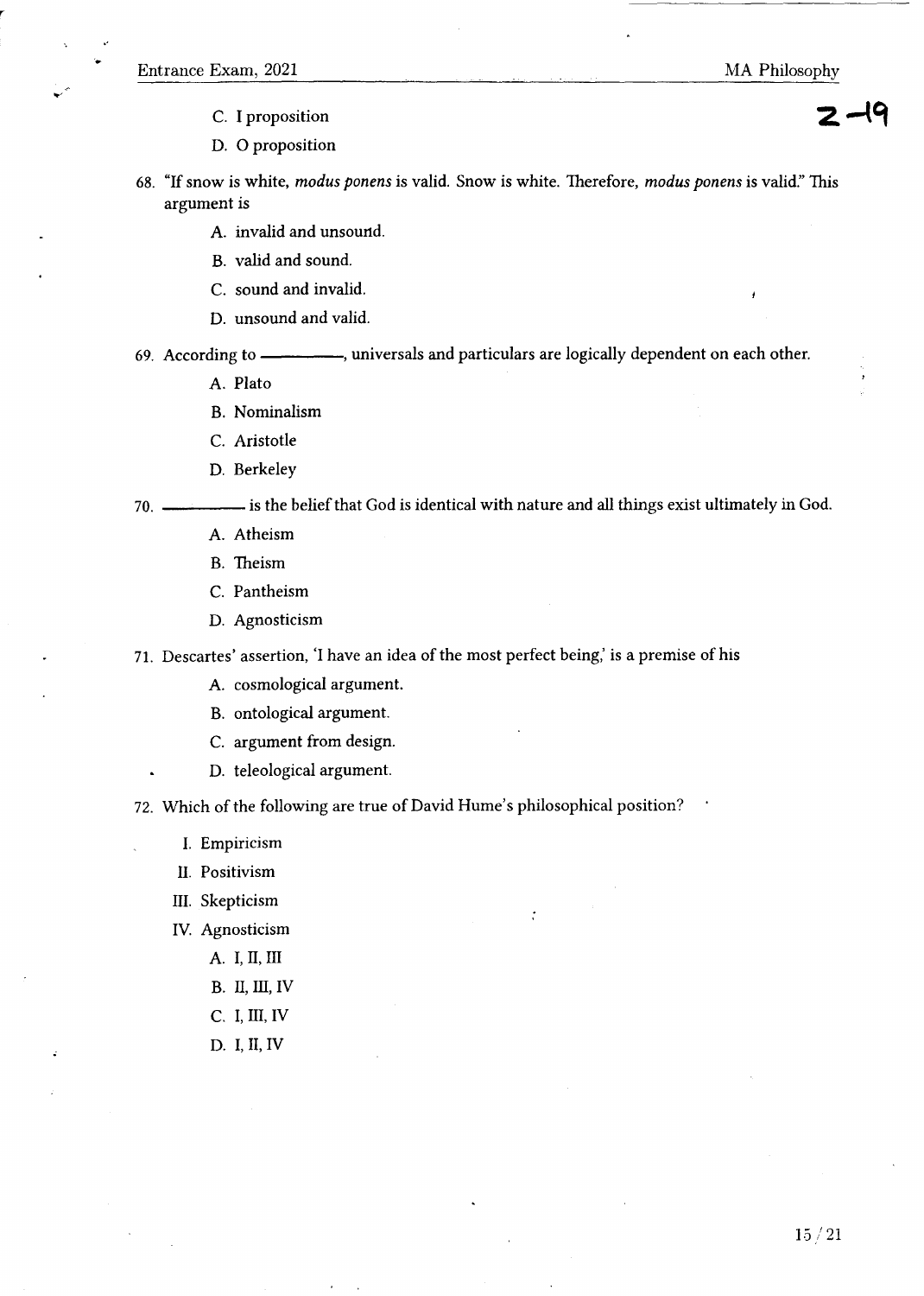C. I proposition

D. O proposition

68. "If snow is white, *modus ponens* is valid. Snow is white. Therefore, *modus ponens* is valid." This argument is

    A. invalid and unsound.

    B. valid and sound.

    C. sound and invalid.

    D. unsound and valid.

69. According to ———, universals and particulars are logically dependent on each other.

    A. Plato

    B. Nominalism

    C. Aristotle

    D. Berkeley

70. ——— is the belief that God is identical with nature and all things exist ultimately in God.

    A. Atheism

    B. Theism

    C. Pantheism

    D. Agnosticism

71. Descartes' assertion, 'I have an idea of the most perfect being,' is a premise of his

    A. cosmological argument.

    B. ontological argument.

    C. argument from design.

    D. teleological argument.

72. Which of the following are true of David Hume's philosophical position?

    I. Empiricism

    II. Positivism

    III. Skepticism

    IV. Agnosticism

    A. I, II, III

    B. II, III, IV

    C. I, III, IV

    D. I, II, IV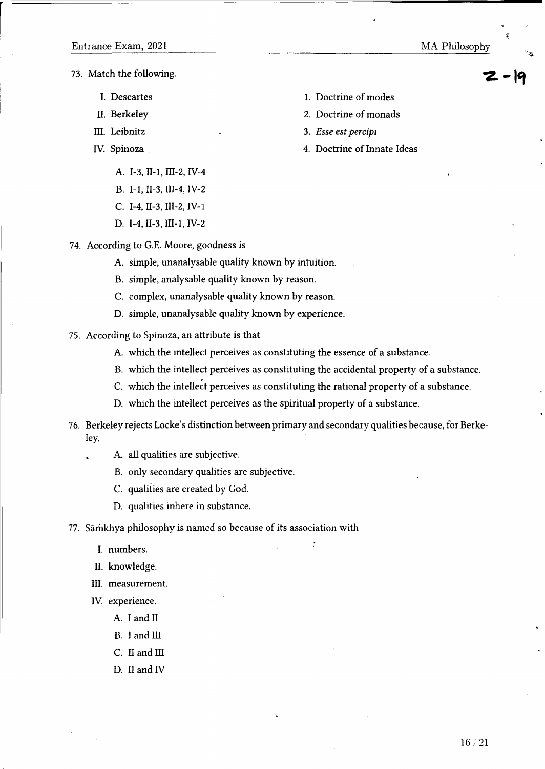73. Match the following.

| | |
|---|---|
| I. Descartes | 1. Doctrine of modes |
| II. Berkeley | 2. Doctrine of monads |
| III. Leibnitz | 3. *Esse est percipi* |
| IV. Spinoza | 4. Doctrine of Innate Ideas |

   A. I-3, II-1, III-2, IV-4
   B. I-1, II-3, III-4, IV-2
   C. I-4, II-3, III-2, IV-1
   D. I-4, II-3, III-1, IV-2

74. According to G.E. Moore, goodness is

   A. simple, unanalysable quality known by intuition.
   B. simple, analysable quality known by reason.
   C. complex, unanalysable quality known by reason.
   D. simple, unanalysable quality known by experience.

75. According to Spinoza, an attribute is that

   A. which the intellect perceives as constituting the essence of a substance.
   B. which the intellect perceives as constituting the accidental property of a substance.
   C. which the intellect perceives as constituting the rational property of a substance.
   D. which the intellect perceives as the spiritual property of a substance.

76. Berkeley rejects Locke's distinction between primary and secondary qualities because, for Berkeley,

   A. all qualities are subjective.
   B. only secondary qualities are subjective.
   C. qualities are created by God.
   D. qualities inhere in substance.

77. Sāṁkhya philosophy is named so because of its association with

   I. numbers.
   II. knowledge.
   III. measurement.
   IV. experience.

   A. I and II
   B. I and III
   C. II and III
   D. II and IV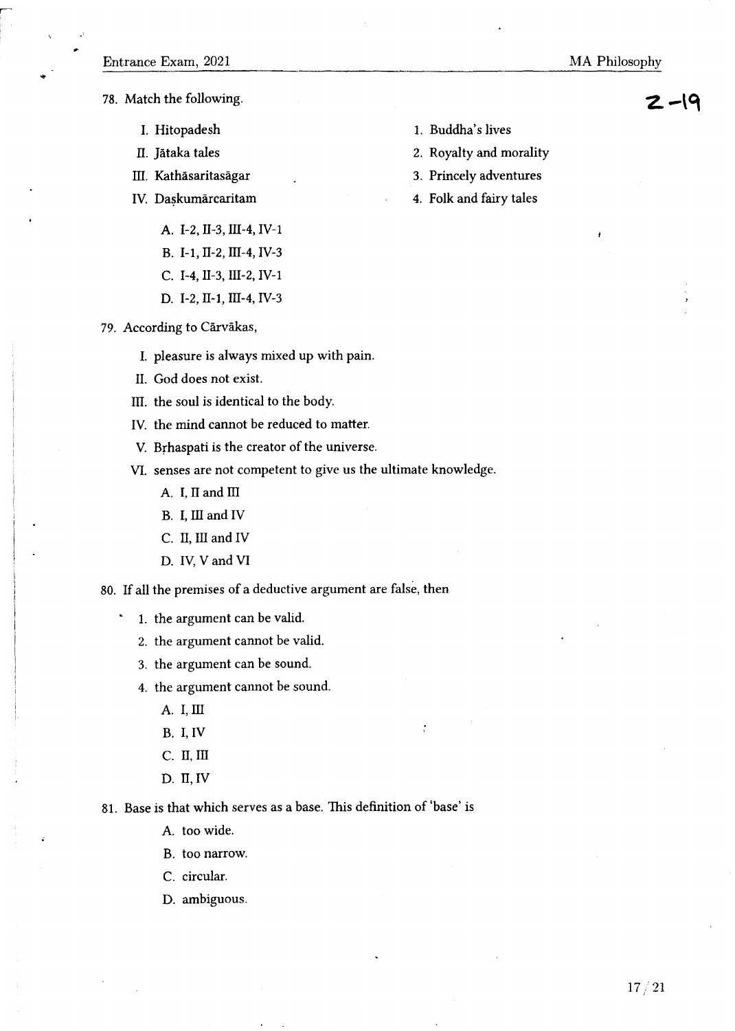78. Match the following.

| | |
|---|---|
| I. Hitopadesh | 1. Buddha's lives |
| II. Jātaka tales | 2. Royalty and morality |
| III. Kathāsaritasāgar | 3. Princely adventures |
| IV. Daṣkumārcaritam | 4. Folk and fairy tales |

   A. I-2, II-3, III-4, IV-1
   B. I-1, II-2, III-4, IV-3
   C. I-4, II-3, III-2, IV-1
   D. I-2, II-1, III-4, IV-3

79. According to Cārvākas,

   I. pleasure is always mixed up with pain.
   II. God does not exist.
   III. the soul is identical to the body.
   IV. the mind cannot be reduced to matter.
   V. Bṛhaspati is the creator of the universe.
   VI. senses are not competent to give us the ultimate knowledge.

   A. I, II and III
   B. I, III and IV
   C. II, III and IV
   D. IV, V and VI

80. If all the premises of a deductive argument are false, then

   1. the argument can be valid.
   2. the argument cannot be valid.
   3. the argument can be sound.
   4. the argument cannot be sound.

   A. I, III
   B. I, IV
   C. II, III
   D. II, IV

81. Base is that which serves as a base. This definition of 'base' is

   A. too wide.
   B. too narrow.
   C. circular.
   D. ambiguous.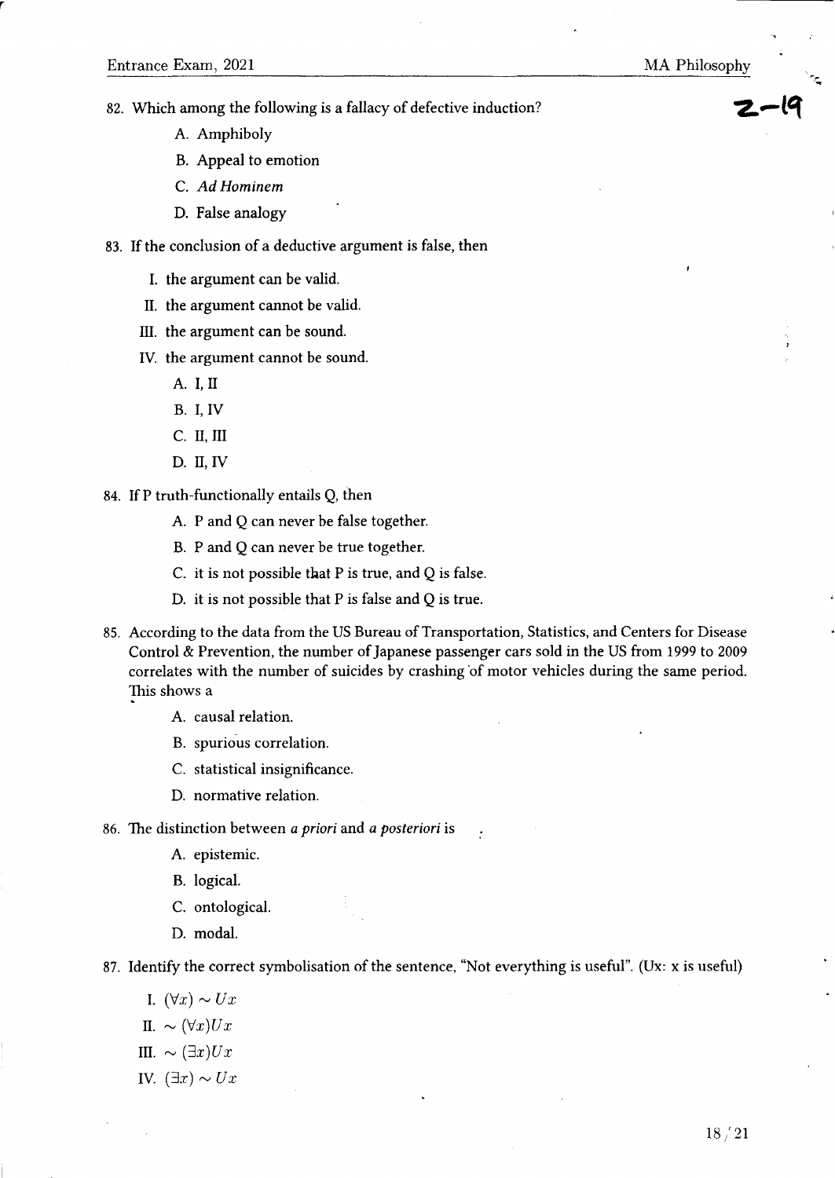82. Which among the following is a fallacy of defective induction?

 A. Amphiboly

 B. Appeal to emotion

 C. *Ad Hominem*

 D. False analogy

83. If the conclusion of a deductive argument is false, then

 I. the argument can be valid.

 II. the argument cannot be valid.

 III. the argument can be sound.

 IV. the argument cannot be sound.

 A. I, II

 B. I, IV

 C. II, III

 D. II, IV

84. If P truth-functionally entails Q, then

 A. P and Q can never be false together.

 B. P and Q can never be true together.

 C. it is not possible that P is true, and Q is false.

 D. it is not possible that P is false and Q is true.

85. According to the data from the US Bureau of Transportation, Statistics, and Centers for Disease Control & Prevention, the number of Japanese passenger cars sold in the US from 1999 to 2009 correlates with the number of suicides by crashing of motor vehicles during the same period. This shows a

 A. causal relation.

 B. spurious correlation.

 C. statistical insignificance.

 D. normative relation.

86. The distinction between *a priori* and *a posteriori* is

 A. epistemic.

 B. logical.

 C. ontological.

 D. modal.

87. Identify the correct symbolisation of the sentence, "Not everything is useful". (Ux: x is useful)

 I. $(\forall x) \sim Ux$

 II. $\sim (\forall x)Ux$

 III. $\sim (\exists x)Ux$

 IV. $(\exists x) \sim Ux$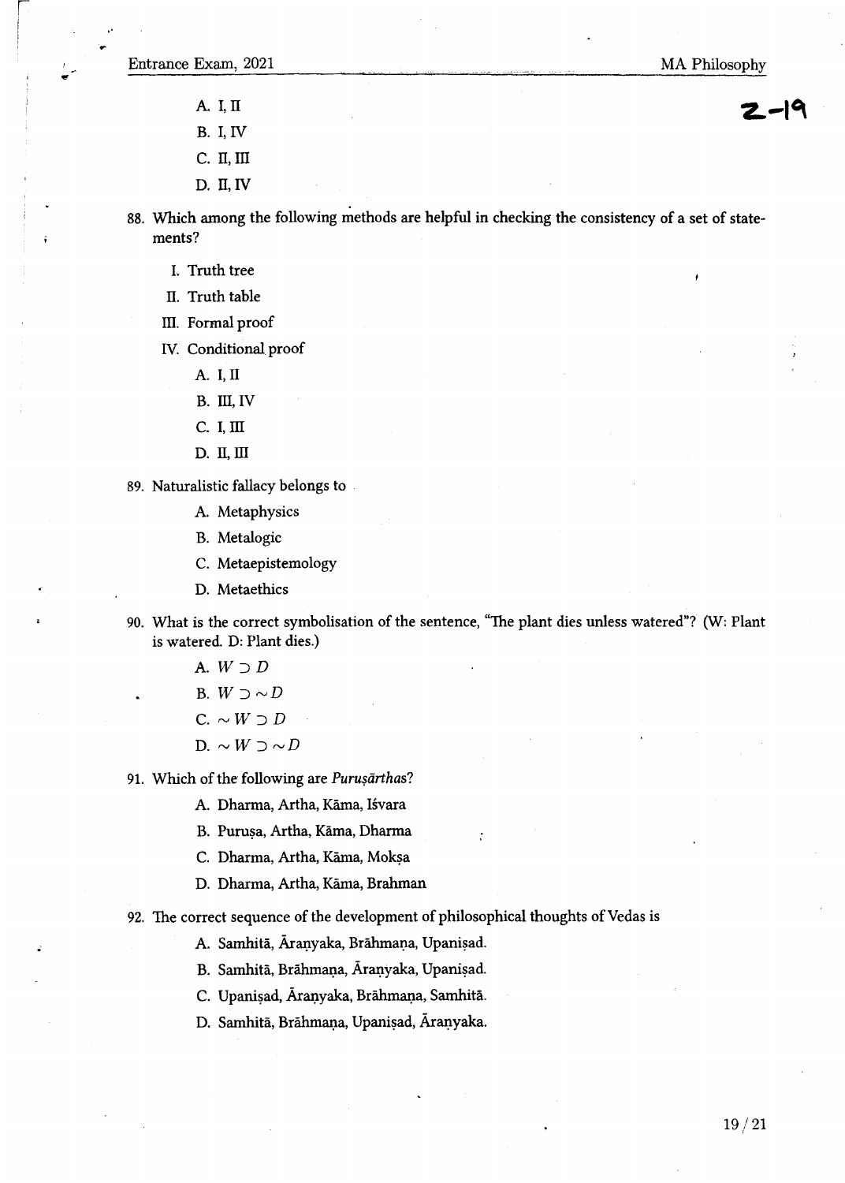A. I, II

B. I, IV

C. II, III

D. II, IV

88. Which among the following methods are helpful in checking the consistency of a set of statements?

I. Truth tree

II. Truth table

III. Formal proof

IV. Conditional proof

A. I, II

B. III, IV

C. I, III

D. II, III

89. Naturalistic fallacy belongs to

A. Metaphysics

B. Metalogic

C. Metaepistemology

D. Metaethics

90. What is the correct symbolisation of the sentence, "The plant dies unless watered"? (W: Plant is watered. D: Plant dies.)

A. $W \supset D$

B. $W \supset \sim D$

C. $\sim W \supset D$

D. $\sim W \supset \sim D$

91. Which of the following are *Puruṣārthas*?

A. Dharma, Artha, Kāma, Iśvara

B. Puruṣa, Artha, Kāma, Dharma

C. Dharma, Artha, Kāma, Mokṣa

D. Dharma, Artha, Kāma, Brahman

92. The correct sequence of the development of philosophical thoughts of Vedas is

A. Samhitā, Āraṇyaka, Brāhmaṇa, Upaniṣad.

B. Samhitā, Brāhmaṇa, Āraṇyaka, Upaniṣad.

C. Upaniṣad, Āraṇyaka, Brāhmaṇa, Samhitā.

D. Samhitā, Brāhmaṇa, Upaniṣad, Āraṇyaka.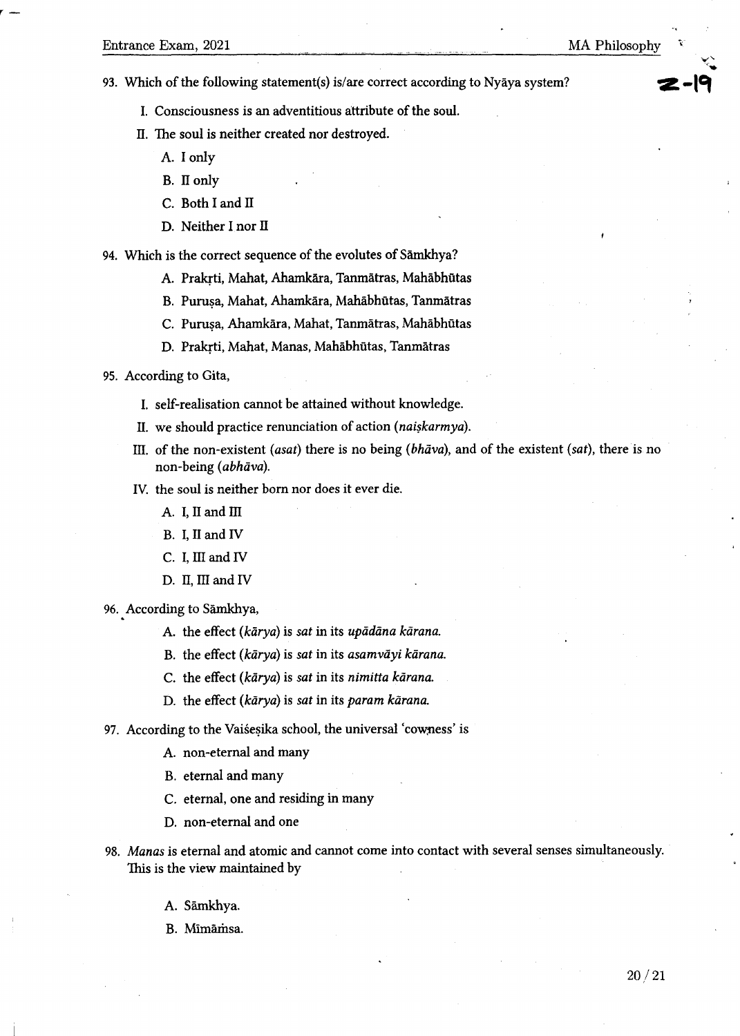93. Which of the following statement(s) is/are correct according to Nyāya system?

   I. Consciousness is an adventitious attribute of the soul.

   II. The soul is neither created nor destroyed.

   A. I only

   B. II only

   C. Both I and II

   D. Neither I nor II

94. Which is the correct sequence of the evolutes of Sāmkhya?

   A. Prakṛti, Mahat, Ahamkāra, Tanmātras, Mahābhūtas

   B. Puruṣa, Mahat, Ahamkāra, Mahābhūtas, Tanmātras

   C. Puruṣa, Ahamkāra, Mahat, Tanmātras, Mahābhūtas

   D. Prakṛti, Mahat, Manas, Mahābhūtas, Tanmātras

95. According to Gita,

   I. self-realisation cannot be attained without knowledge.

   II. we should practice renunciation of action (*naiṣkarmya*).

   III. of the non-existent (*asat*) there is no being (*bhāva*), and of the existent (*sat*), there is no non-being (*abhāva*).

   IV. the soul is neither born nor does it ever die.

   A. I, II and III

   B. I, II and IV

   C. I, III and IV

   D. II, III and IV

96. According to Sāmkhya,

   A. the effect (*kārya*) is *sat* in its *upādāna kārana.*

   B. the effect (*kārya*) is *sat* in its *asamvāyi kārana.*

   C. the effect (*kārya*) is *sat* in its *nimitta kārana.*

   D. the effect (*kārya*) is *sat* in its *param kārana.*

97. According to the Vaiśeṣika school, the universal 'cowness' is

   A. non-eternal and many

   B. eternal and many

   C. eternal, one and residing in many

   D. non-eternal and one

98. *Manas* is eternal and atomic and cannot come into contact with several senses simultaneously. This is the view maintained by

   A. Sāmkhya.

   B. Mīmāṁsa.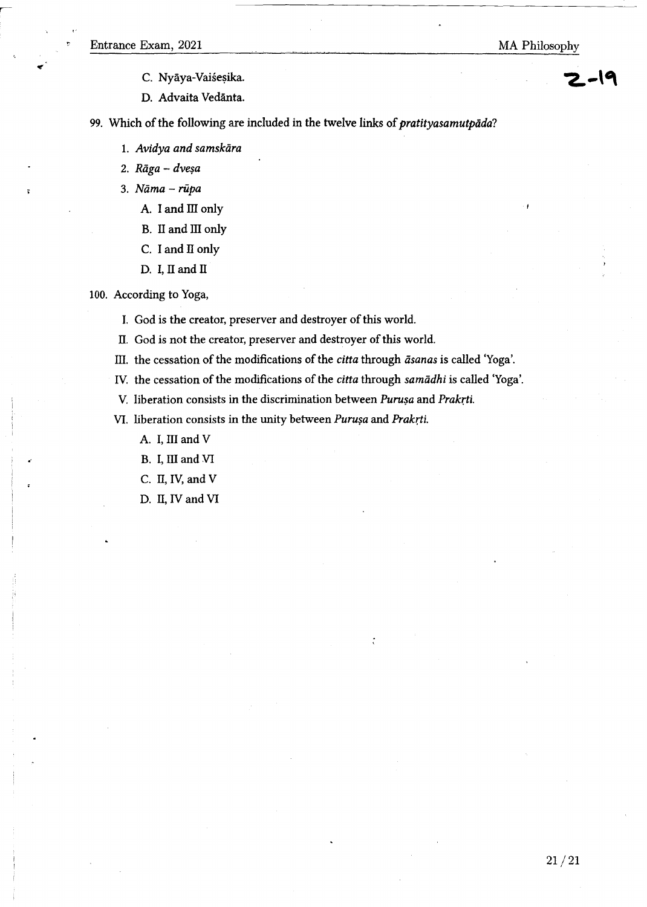C. Nyāya-Vaiśeṣika.

D. Advaita Vedānta.

99. Which of the following are included in the twelve links of *pratityasamutpāda*?

1. *Avidya and samskāra*
2. *Rāga – dveṣa*
3. *Nāma – rūpa*

A. I and III only

B. II and III only

C. I and II only

D. I, II and II

100. According to Yoga,

I. God is the creator, preserver and destroyer of this world.

II. God is not the creator, preserver and destroyer of this world.

III. the cessation of the modifications of the *citta* through *āsanas* is called 'Yoga'.

IV. the cessation of the modifications of the *citta* through *samādhi* is called 'Yoga'.

V. liberation consists in the discrimination between *Puruṣa* and *Prakṛti*.

VI. liberation consists in the unity between *Puruṣa* and *Prakṛti*.

A. I, III and V

B. I, III and VI

C. II, IV, and V

D. II, IV and VI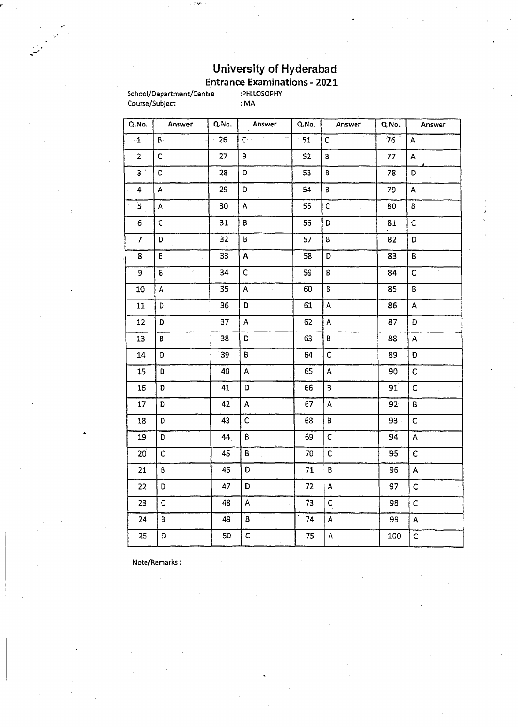# University of Hyderabad

## Entrance Examinations - 2021

School/Department/Centre :PHILOSOPHY
Course/Subject : MA

| Q.No. | Answer | Q.No. | Answer | Q.No. | Answer | Q.No. | Answer |
|---|---|---|---|---|---|---|---|
| 1 | B | 26 | C | 51 | C | 76 | A |
| 2 | C | 27 | B | 52 | B | 77 | A |
| 3 | D | 28 | D | 53 | B | 78 | D |
| 4 | A | 29 | D | 54 | B | 79 | A |
| 5 | A | 30 | A | 55 | C | 80 | B |
| 6 | C | 31 | B | 56 | D | 81 | C |
| 7 | D | 32 | B | 57 | B | 82 | D |
| 8 | B | 33 | A | 58 | D | 83 | B |
| 9 | B | 34 | C | 59 | B | 84 | C |
| 10 | A | 35 | A | 60 | B | 85 | B |
| 11 | D | 36 | D | 61 | A | 86 | A |
| 12 | D | 37 | A | 62 | A | 87 | D |
| 13 | B | 38 | D | 63 | B | 88 | A |
| 14 | D | 39 | B | 64 | C | 89 | D |
| 15 | D | 40 | A | 65 | A | 90 | C |
| 16 | D | 41 | D | 66 | B | 91 | C |
| 17 | D | 42 | A | 67 | A | 92 | B |
| 18 | D | 43 | C | 68 | B | 93 | C |
| 19 | D | 44 | B | 69 | C | 94 | A |
| 20 | C | 45 | B | 70 | C | 95 | C |
| 21 | B | 46 | D | 71 | B | 96 | A |
| 22 | D | 47 | D | 72 | A | 97 | C |
| 23 | C | 48 | A | 73 | C | 98 | C |
| 24 | B | 49 | B | 74 | A | 99 | A |
| 25 | D | 50 | C | 75 | A | 100 | C |

Note/Remarks :